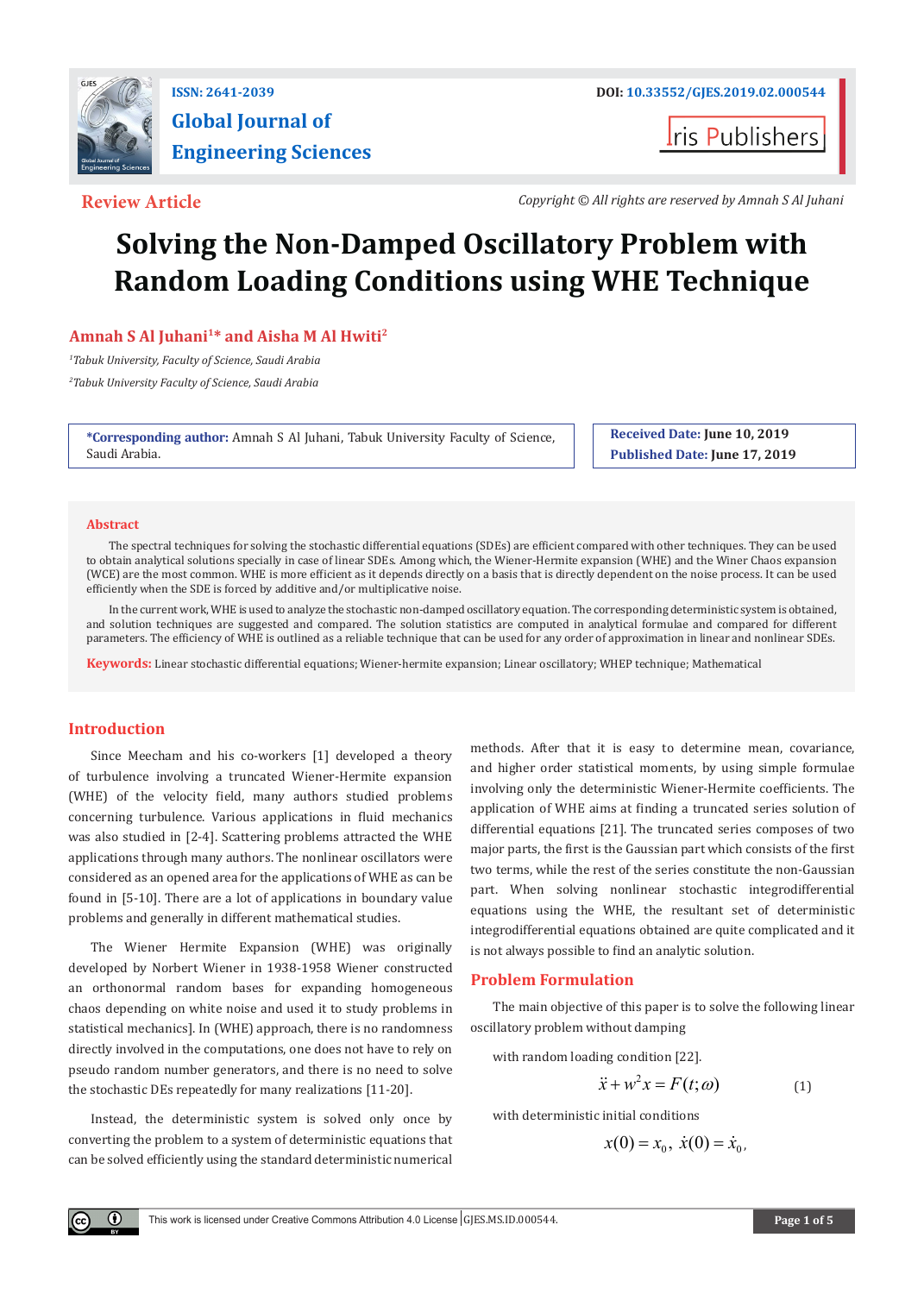Review Article

Copyright © All rights are reserved by Amnah S Al Juhani

# Solving the Non-Damped Oscillatory Problem with Random Loading Conditions using WHE Technique

**Amnah S Al Juhani[1]* and Aisha M Al Hwiti[2]**

[1]Tabuk University, Faculty of Science, Saudi Arabia

[2]Tabuk University Faculty of Science, Saudi Arabia

***Corresponding author:** Amnah S Al Juhani, Tabuk University Faculty of Science, Saudi Arabia.

**Received Date:** June 10, 2019

**Published Date:** June 17, 2019

## Abstract

The spectral techniques for solving the stochastic differential equations (SDEs) are efficient compared with other techniques. They can be used to obtain analytical solutions specially in case of linear SDEs. Among which, the Wiener-Hermite expansion (WHE) and the Winer Chaos expansion (WCE) are the most common. WHE is more efficient as it depends directly on a basis that is directly dependent on the noise process. It can be used efficiently when the SDE is forced by additive and/or multiplicative noise.

In the current work, WHE is used to analyze the stochastic non-damped oscillatory equation. The corresponding deterministic system is obtained, and solution techniques are suggested and compared. The solution statistics are computed in analytical formulae and compared for different parameters. The efficiency of WHE is outlined as a reliable technique that can be used for any order of approximation in linear and nonlinear SDEs.

**Keywords:** Linear stochastic differential equations; Wiener-hermite expansion; Linear oscillatory; WHEP technique; Mathematical

## Introduction

Since Meecham and his co-workers [1] developed a theory of turbulence involving a truncated Wiener-Hermite expansion (WHE) of the velocity field, many authors studied problems concerning turbulence. Various applications in fluid mechanics was also studied in [2-4]. Scattering problems attracted the WHE applications through many authors. The nonlinear oscillators were considered as an opened area for the applications of WHE as can be found in [5-10]. There are a lot of applications in boundary value problems and generally in different mathematical studies.

The Wiener Hermite Expansion (WHE) was originally developed by Norbert Wiener in 1938-1958 Wiener constructed an orthonormal random bases for expanding homogeneous chaos depending on white noise and used it to study problems in statistical mechanics]. In (WHE) approach, there is no randomness directly involved in the computations, one does not have to rely on pseudo random number generators, and there is no need to solve the stochastic DEs repeatedly for many realizations [11-20].

Instead, the deterministic system is solved only once by converting the problem to a system of deterministic equations that can be solved efficiently using the standard deterministic numerical methods. After that it is easy to determine mean, covariance, and higher order statistical moments, by using simple formulae involving only the deterministic Wiener-Hermite coefficients. The application of WHE aims at finding a truncated series solution of differential equations [21]. The truncated series composes of two major parts, the first is the Gaussian part which consists of the first two terms, while the rest of the series constitute the non-Gaussian part. When solving nonlinear stochastic integrodifferential equations using the WHE, the resultant set of deterministic integrodifferential equations obtained are quite complicated and it is not always possible to find an analytic solution.

## Problem Formulation

The main objective of this paper is to solve the following linear oscillatory problem without damping

with random loading condition [22].

$$\ddot{x} + w^2 x = F(t;\omega) \qquad (1)$$

with deterministic initial conditions

$$x(0) = x_0,\ \dot{x}(0) = \dot{x}_0,$$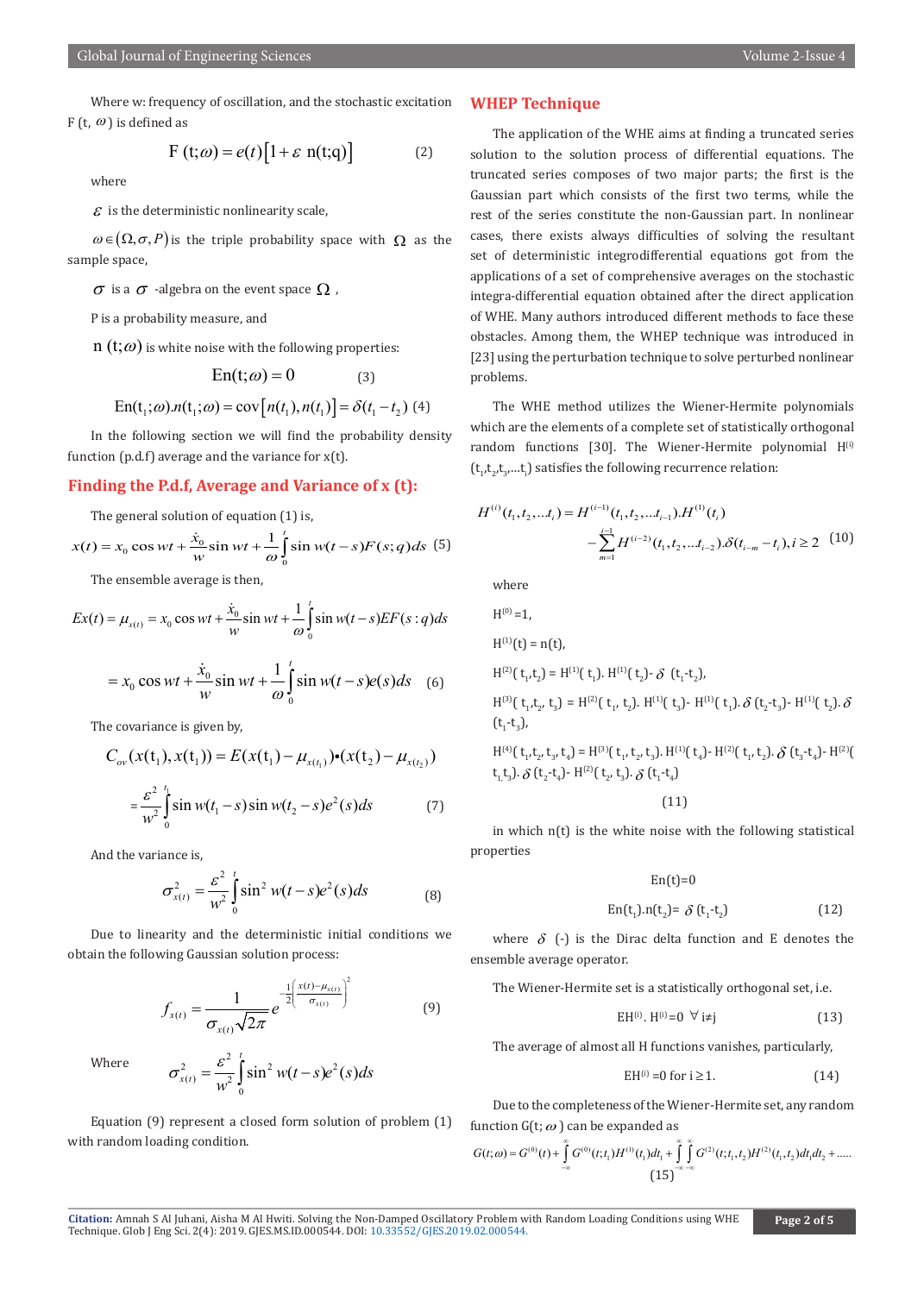Where w: frequency of oscillation, and the stochastic excitation F (t, $\omega$) is defined as

$$F\,(t;\omega) = e(t)\left[1 + \varepsilon\ n(t;q)\right] \qquad (2)$$

where

$\varepsilon$ is the deterministic nonlinearity scale,

$\omega \in (\Omega, \sigma, P)$ is the triple probability space with $\Omega$ as the sample space,

$\sigma$ is a $\sigma$ -algebra on the event space $\Omega$ ,

P is a probability measure, and

$n\,(t;\omega)$ is white noise with the following properties:

$$En(t;\omega) = 0 \qquad (3)$$

$$En(t_1;\omega).n(t_1;\omega) = \text{cov}\left[n(t_1), n(t_1)\right] = \delta(t_1 - t_2) \quad (4)$$

In the following section we will find the probability density function (p.d.f) average and the variance for x(t).

## Finding the P.d.f, Average and Variance of x (t):

The general solution of equation (1) is,

$$x(t) = x_0 \cos wt + \frac{\dot{x}_0}{w}\sin wt + \frac{1}{\omega}\int_0^t \sin w(t-s)F(s;q)ds \quad (5)$$

The ensemble average is then,

$$Ex(t) = \mu_{x(t)} = x_0 \cos wt + \frac{\dot{x}_0}{w}\sin wt + \frac{1}{\omega}\int_0^t \sin w(t-s)EF(s:q)ds$$

$$= x_0 \cos wt + \frac{\dot{x}_0}{w}\sin wt + \frac{1}{\omega}\int_0^t \sin w(t-s)e(s)ds \quad (6)$$

The covariance is given by,

$$C_{ov}(x(t_1), x(t_1)) = E(x(t_1) - \mu_{x(t_1)}) \bullet (x(t_2) - \mu_{x(t_2)})$$

$$= \frac{\varepsilon^2}{w^2}\int_0^{t_1} \sin w(t_1 - s)\sin w(t_2 - s)e^2(s)ds \qquad (7)$$

And the variance is,

$$\sigma^2_{x(t)} = \frac{\varepsilon^2}{w^2}\int_0^t \sin^2 w(t-s)e^2(s)ds \qquad (8)$$

Due to linearity and the deterministic initial conditions we obtain the following Gaussian solution process:

$$f_{x(t)} = \frac{1}{\sigma_{x(t)}\sqrt{2\pi}} e^{-\frac{1}{2}\left(\frac{x(t)-\mu_{x(t)}}{\sigma_{x(t)}}\right)^2} \qquad (9)$$

Where $\qquad \sigma^2_{x(t)} = \dfrac{\varepsilon^2}{w^2}\displaystyle\int_0^t \sin^2 w(t-s)e^2(s)ds$

Equation (9) represent a closed form solution of problem (1) with random loading condition.

## WHEP Technique

The application of the WHE aims at finding a truncated series solution to the solution process of differential equations. The truncated series composes of two major parts; the first is the Gaussian part which consists of the first two terms, while the rest of the series constitute the non-Gaussian part. In nonlinear cases, there exists always difficulties of solving the resultant set of deterministic integrodifferential equations got from the applications of a set of comprehensive averages on the stochastic integra-differential equation obtained after the direct application of WHE. Many authors introduced different methods to face these obstacles. Among them, the WHEP technique was introduced in [23] using the perturbation technique to solve perturbed nonlinear problems.

The WHE method utilizes the Wiener-Hermite polynomials which are the elements of a complete set of statistically orthogonal random functions [30]. The Wiener-Hermite polynomial $H^{(i)}(t_1,t_2,t_3,\ldots t_i)$ satisfies the following recurrence relation:

$$H^{(i)}(t_1,t_2,\ldots t_i) = H^{(i-1)}(t_1,t_2,\ldots t_{i-1}).H^{(1)}(t_i) - \sum_{m=1}^{i-1} H^{(i-2)}(t_1,t_2,\ldots t_{i-2}).\delta(t_{i-m} - t_i), i \geq 2 \quad (10)$$

where

$H^{(0)} = 1$,

$H^{(1)}(t) = n(t)$,

$H^{(2)}(t_1,t_2) = H^{(1)}(t_1).H^{(1)}(t_2) - \delta(t_1 - t_2)$,

$H^{(3)}(t_1,t_2,t_3) = H^{(2)}(t_1,t_2).H^{(1)}(t_3) - H^{(1)}(t_1).\delta(t_2 - t_3) - H^{(1)}(t_2).\delta(t_1 - t_3)$,

$H^{(4)}(t_1,t_2,t_3,t_4) = H^{(3)}(t_1,t_2,t_3).H^{(1)}(t_4) - H^{(2)}(t_1,t_2).\delta(t_3 - t_4) - H^{(2)}(t_1,t_3).\delta(t_2 - t_4) - H^{(2)}(t_2,t_3).\delta(t_1 - t_4)$

(11)

in which n(t) is the white noise with the following statistical properties

$$En(t) = 0$$

$$En(t_1).n(t_2) = \delta(t_1 - t_2) \qquad (12)$$

where $\delta$ (-) is the Dirac delta function and E denotes the ensemble average operator.

The Wiener-Hermite set is a statistically orthogonal set, i.e.

$$EH^{(i)}.H^{(j)} = 0 \quad \forall\, i \neq j \qquad (13)$$

The average of almost all H functions vanishes, particularly,

$$EH^{(i)} = 0 \text{ for } i \geq 1. \qquad (14)$$

Due to the completeness of the Wiener-Hermite set, any random function G(t; $\omega$) can be expanded as

$$G(t;\omega) = G^{(0)}(t) + \int_{-\infty}^{\infty} G^{(0)}(t;t_1)H^{(1)}(t_1)dt_1 + \int_{-\infty}^{\infty}\int_{-\infty}^{\infty} G^{(2)}(t;t_1,t_2)H^{(2)}(t_1,t_2)dt_1dt_2 + \ldots.. \quad (15)$$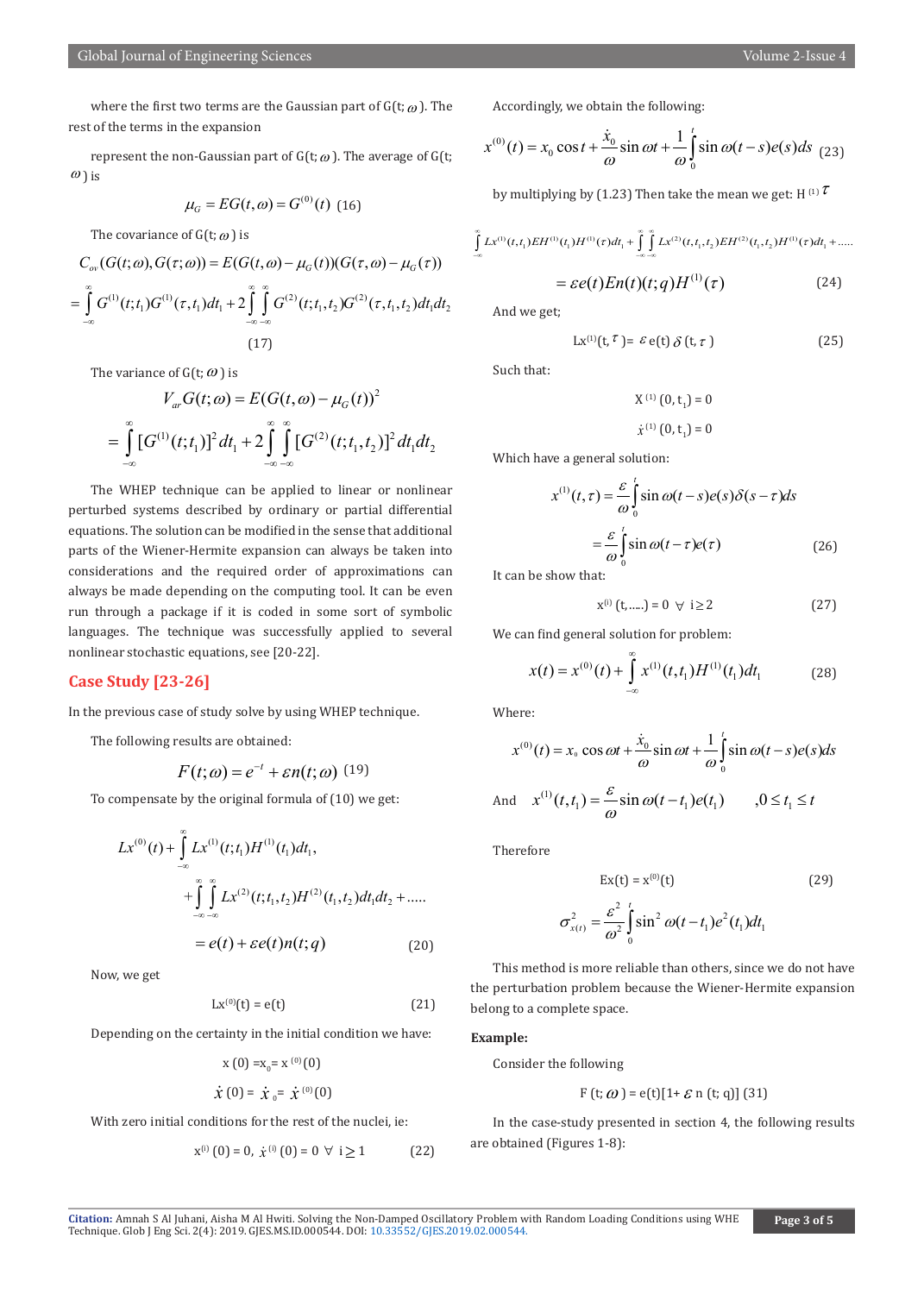where the first two terms are the Gaussian part of G(t; $\omega$). The rest of the terms in the expansion

represent the non-Gaussian part of G(t; $\omega$). The average of G(t; $\omega$) is

$$\mu_G = EG(t,\omega) = G^{(0)}(t) \quad (16)$$

The covariance of G(t; $\omega$) is

$$C_{ov}(G(t;\omega), G(\tau;\omega)) = E(G(t,\omega) - \mu_G(t))(G(\tau,\omega) - \mu_G(\tau))$$

$$= \int_{-\infty}^{\infty} G^{(1)}(t;t_1)G^{(1)}(\tau,t_1)dt_1 + 2\int_{-\infty}^{\infty}\int_{-\infty}^{\infty} G^{(2)}(t;t_1,t_2)G^{(2)}(\tau,t_1,t_2)dt_1dt_2 \quad (17)$$

The variance of G(t; $\omega$) is

$$V_{ar}G(t;\omega) = E(G(t,\omega) - \mu_G(t))^2$$

$$= \int_{-\infty}^{\infty} [G^{(1)}(t;t_1)]^2 dt_1 + 2\int_{-\infty}^{\infty}\int_{-\infty}^{\infty} [G^{(2)}(t;t_1,t_2)]^2 dt_1 dt_2$$

The WHEP technique can be applied to linear or nonlinear perturbed systems described by ordinary or partial differential equations. The solution can be modified in the sense that additional parts of the Wiener-Hermite expansion can always be taken into considerations and the required order of approximations can always be made depending on the computing tool. It can be even run through a package if it is coded in some sort of symbolic languages. The technique was successfully applied to several nonlinear stochastic equations, see [20-22].

## Case Study [23-26]

In the previous case of study solve by using WHEP technique.

The following results are obtained:

$$F(t;\omega) = e^{-t} + \varepsilon n(t;\omega) \quad (19)$$

To compensate by the original formula of (10) we get:

$$Lx^{(0)}(t) + \int_{-\infty}^{\infty} Lx^{(1)}(t;t_1)H^{(1)}(t_1)dt_1, + \int_{-\infty}^{\infty}\int_{-\infty}^{\infty} Lx^{(2)}(t;t_1,t_2)H^{(2)}(t_1,t_2)dt_1dt_2 + .....$$

$$= e(t) + \varepsilon e(t)n(t;q) \quad (20)$$

Now, we get

$$Lx^{(0)}(t) = e(t) \quad (21)$$

Depending on the certainty in the initial condition we have:

$$x(0) = x_0 = x^{(0)}(0)$$

$$\dot{x}(0) = \dot{x}_0 = \dot{x}^{(0)}(0)$$

With zero initial conditions for the rest of the nuclei, ie:

$$x^{(i)}(0) = 0, \ \dot{x}^{(i)}(0) = 0 \ \forall \ i \geq 1 \quad (22)$$

Accordingly, we obtain the following:

$$x^{(0)}(t) = x_0 \cos t + \frac{\dot{x}_0}{\omega}\sin\omega t + \frac{1}{\omega}\int_0^t \sin\omega(t-s)e(s)ds \quad (23)$$

by multiplying by (1.23) Then take the mean we get: $H^{(1)}\tau$

$$\int_{-\infty}^{\infty} Lx^{(1)}(t,t_1)EH^{(1)}(t_1)H^{(1)}(\tau)dt_1 + \int_{-\infty}^{\infty}\int_{-\infty}^{\infty} Lx^{(2)}(t,t_1,t_2)EH^{(2)}(t_1,t_2)H^{(1)}(\tau)dt_1 + .....$$

$$= \varepsilon e(t)En(t)(t;q)H^{(1)}(\tau) \quad (24)$$

And we get;

$$Lx^{(1)}(t,\tau) = \varepsilon e(t)\delta(t,\tau) \quad (25)$$

Such that:

$$X^{(1)}(0,t_1) = 0$$

$$\dot{x}^{(1)}(0,t_1) = 0$$

Which have a general solution:

$$x^{(1)}(t,\tau) = \frac{\varepsilon}{\omega}\int_0^t \sin\omega(t-s)e(s)\delta(s-\tau)ds$$

$$= \frac{\varepsilon}{\omega}\int_0^t \sin\omega(t-\tau)e(\tau) \quad (26)$$

It can be show that:

$$x^{(i)}(t,.....) = 0 \ \forall \ i \geq 2 \quad (27)$$

We can find general solution for problem:

$$x(t) = x^{(0)}(t) + \int_{-\infty}^{\infty} x^{(1)}(t,t_1)H^{(1)}(t_1)dt_1 \quad (28)$$

Where:

$$x^{(0)}(t) = x_0 \cos\omega t + \frac{\dot{x}_0}{\omega}\sin\omega t + \frac{1}{\omega}\int_0^t \sin\omega(t-s)e(s)ds$$

And $x^{(1)}(t,t_1) = \dfrac{\varepsilon}{\omega}\sin\omega(t-t_1)e(t_1) \qquad ,0 \leq t_1 \leq t$

Therefore

$$Ex(t) = x^{(0)}(t) \quad (29)$$

$$\sigma^2_{x(t)} = \frac{\varepsilon^2}{\omega^2}\int_0^t \sin^2\omega(t-t_1)e^2(t_1)dt_1$$

This method is more reliable than others, since we do not have the perturbation problem because the Wiener-Hermite expansion belong to a complete space.

**Example:**

Consider the following

$$F(t;\omega) = e(t)[1 + \varepsilon n(t;q)] \quad (31)$$

In the case-study presented in section 4, the following results are obtained (Figures 1-8):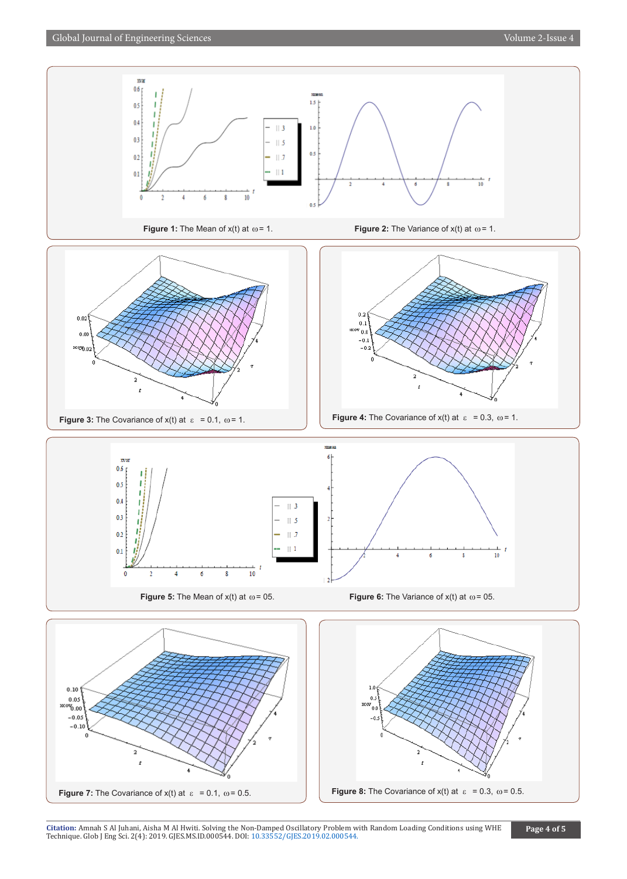Figure 1: The Mean of x(t) at $\omega = 1$.

Figure 2: The Variance of x(t) at $\omega = 1$.

Figure 3: The Covariance of x(t) at $\varepsilon = 0.1$, $\omega = 1$.

Figure 4: The Covariance of x(t) at $\varepsilon = 0.3$, $\omega = 1$.

Figure 5: The Mean of x(t) at $\omega = 05$.

Figure 6: The Variance of x(t) at $\omega = 05$.

Figure 7: The Covariance of x(t) at $\varepsilon = 0.1$, $\omega = 0.5$.

Figure 8: The Covariance of x(t) at $\varepsilon = 0.3$, $\omega = 0.5$.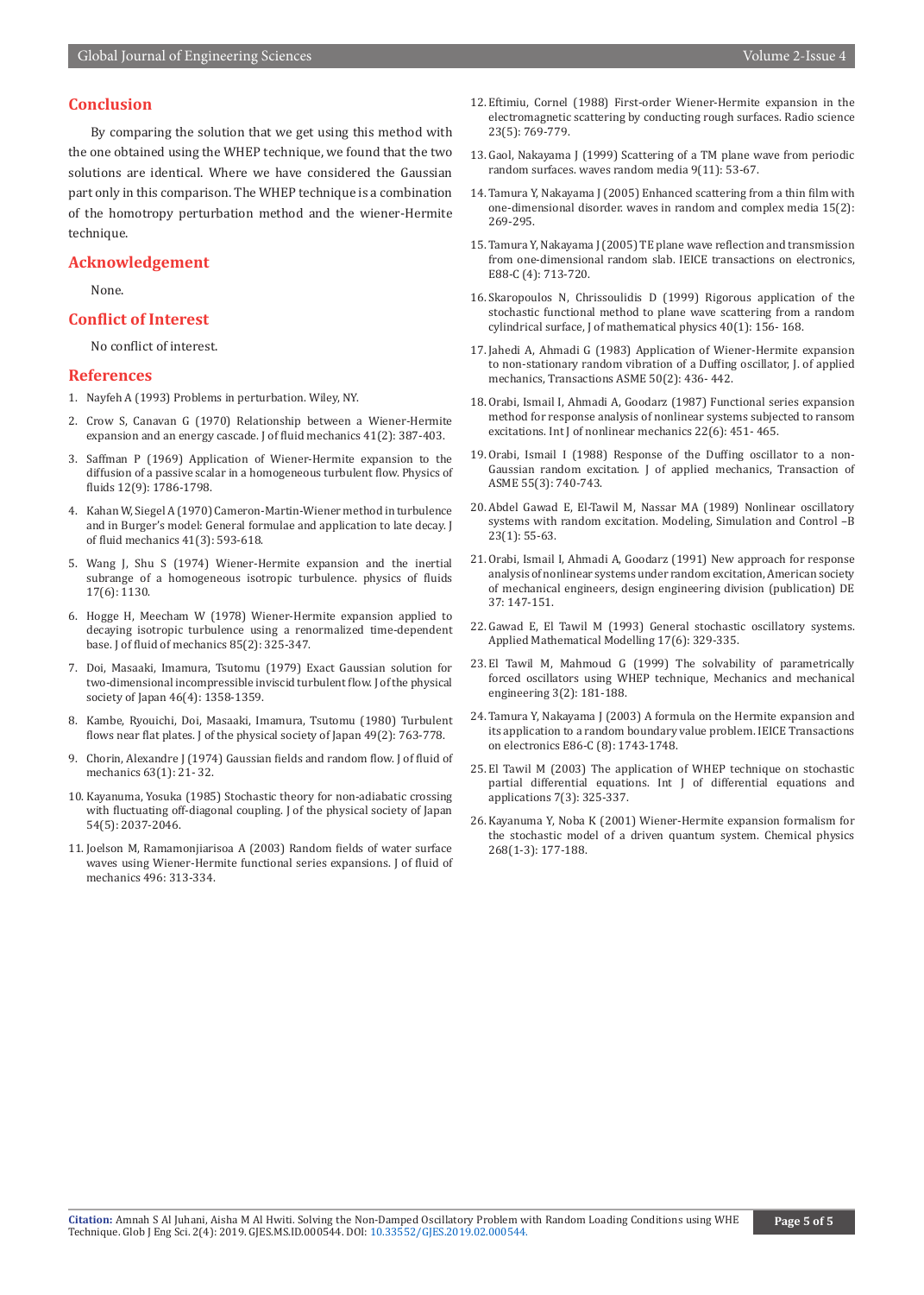## Conclusion

By comparing the solution that we get using this method with the one obtained using the WHEP technique, we found that the two solutions are identical. Where we have considered the Gaussian part only in this comparison. The WHEP technique is a combination of the homotropy perturbation method and the wiener-Hermite technique.

## Acknowledgement

None.

## Conflict of Interest

No conflict of interest.

## References

1. Nayfeh A (1993) Problems in perturbation. Wiley, NY.
2. Crow S, Canavan G (1970) Relationship between a Wiener-Hermite expansion and an energy cascade. J of fluid mechanics 41(2): 387-403.
3. Saffman P (1969) Application of Wiener-Hermite expansion to the diffusion of a passive scalar in a homogeneous turbulent flow. Physics of fluids 12(9): 1786-1798.
4. Kahan W, Siegel A (1970) Cameron-Martin-Wiener method in turbulence and in Burger's model: General formulae and application to late decay. J of fluid mechanics 41(3): 593-618.
5. Wang J, Shu S (1974) Wiener-Hermite expansion and the inertial subrange of a homogeneous isotropic turbulence. physics of fluids 17(6): 1130.
6. Hogge H, Meecham W (1978) Wiener-Hermite expansion applied to decaying isotropic turbulence using a renormalized time-dependent base. J of fluid of mechanics 85(2): 325-347.
7. Doi, Masaaki, Imamura, Tsutomu (1979) Exact Gaussian solution for two-dimensional incompressible inviscid turbulent flow. J of the physical society of Japan 46(4): 1358-1359.
8. Kambe, Ryouichi, Doi, Masaaki, Imamura, Tsutomu (1980) Turbulent flows near flat plates. J of the physical society of Japan 49(2): 763-778.
9. Chorin, Alexandre J (1974) Gaussian fields and random flow. J of fluid of mechanics 63(1): 21- 32.
10. Kayanuma, Yosuka (1985) Stochastic theory for non-adiabatic crossing with fluctuating off-diagonal coupling. J of the physical society of Japan 54(5): 2037-2046.
11. Joelson M, Ramamonjiarisoa A (2003) Random fields of water surface waves using Wiener-Hermite functional series expansions. J of fluid of mechanics 496: 313-334.
12. Eftimiu, Cornel (1988) First-order Wiener-Hermite expansion in the electromagnetic scattering by conducting rough surfaces. Radio science 23(5): 769-779.
13. Gaol, Nakayama J (1999) Scattering of a TM plane wave from periodic random surfaces. waves random media 9(11): 53-67.
14. Tamura Y, Nakayama J (2005) Enhanced scattering from a thin film with one-dimensional disorder. waves in random and complex media 15(2): 269-295.
15. Tamura Y, Nakayama J (2005) TE plane wave reflection and transmission from one-dimensional random slab. IEICE transactions on electronics, E88-C (4): 713-720.
16. Skaropoulos N, Chrissoulidis D (1999) Rigorous application of the stochastic functional method to plane wave scattering from a random cylindrical surface, J of mathematical physics 40(1): 156- 168.
17. Jahedi A, Ahmadi G (1983) Application of Wiener-Hermite expansion to non-stationary random vibration of a Duffing oscillator, J. of applied mechanics, Transactions ASME 50(2): 436- 442.
18. Orabi, Ismail I, Ahmadi A, Goodarz (1987) Functional series expansion method for response analysis of nonlinear systems subjected to ransom excitations. Int J of nonlinear mechanics 22(6): 451- 465.
19. Orabi, Ismail I (1988) Response of the Duffing oscillator to a non-Gaussian random excitation. J of applied mechanics, Transaction of ASME 55(3): 740-743.
20. Abdel Gawad E, El-Tawil M, Nassar MA (1989) Nonlinear oscillatory systems with random excitation. Modeling, Simulation and Control –B 23(1): 55-63.
21. Orabi, Ismail I, Ahmadi A, Goodarz (1991) New approach for response analysis of nonlinear systems under random excitation, American society of mechanical engineers, design engineering division (publication) DE 37: 147-151.
22. Gawad E, El Tawil M (1993) General stochastic oscillatory systems. Applied Mathematical Modelling 17(6): 329-335.
23. El Tawil M, Mahmoud G (1999) The solvability of parametrically forced oscillators using WHEP technique, Mechanics and mechanical engineering 3(2): 181-188.
24. Tamura Y, Nakayama J (2003) A formula on the Hermite expansion and its application to a random boundary value problem. IEICE Transactions on electronics E86-C (8): 1743-1748.
25. El Tawil M (2003) The application of WHEP technique on stochastic partial differential equations. Int J of differential equations and applications 7(3): 325-337.
26. Kayanuma Y, Noba K (2001) Wiener-Hermite expansion formalism for the stochastic model of a driven quantum system. Chemical physics 268(1-3): 177-188.